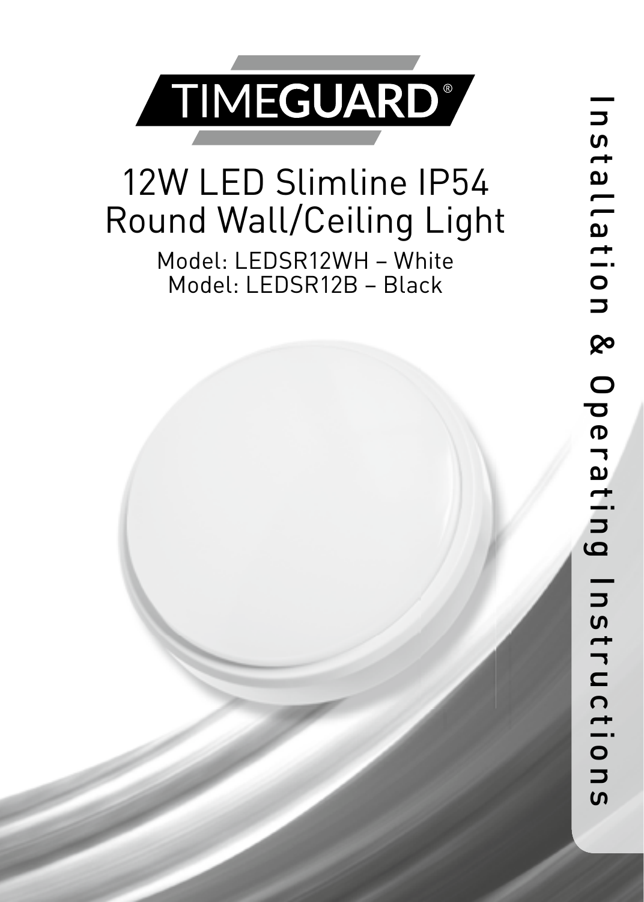# TIMEGUARD®

## 12W LED Slimline IP54 Round Wall/Ceiling Light

Model: LEDSR12WH – White
Model: LEDSR12B – Black

Installation & Operating Instructions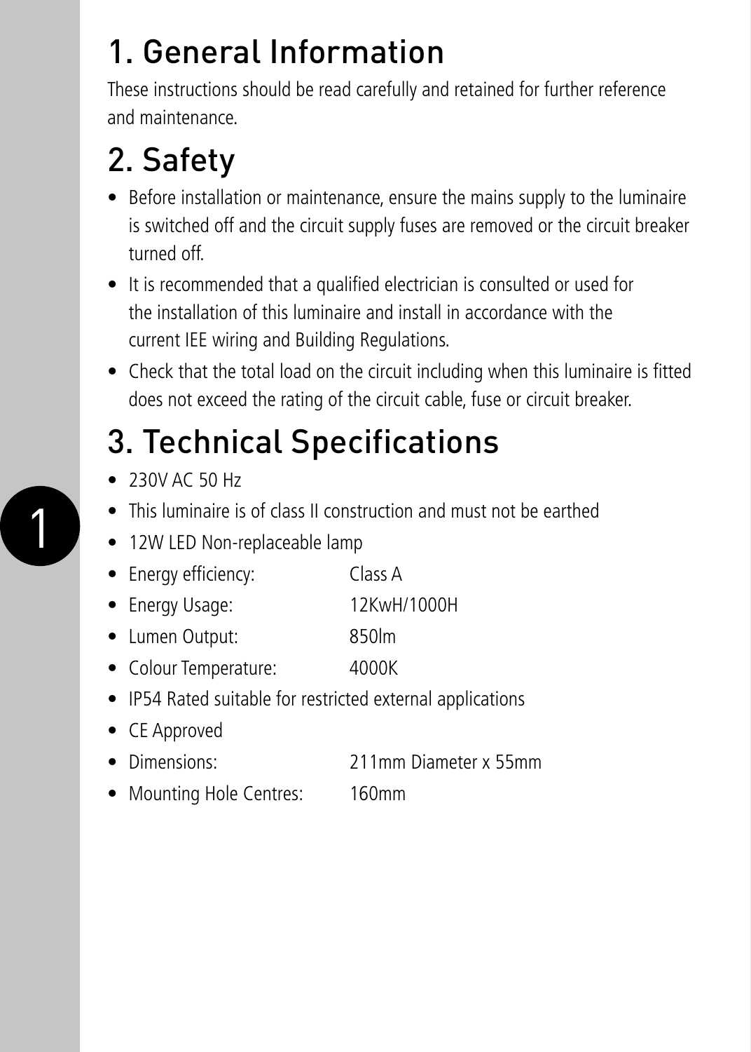# 1. General Information

These instructions should be read carefully and retained for further reference and maintenance.

# 2. Safety

- Before installation or maintenance, ensure the mains supply to the luminaire is switched off and the circuit supply fuses are removed or the circuit breaker turned off.
- It is recommended that a qualified electrician is consulted or used for the installation of this luminaire and install in accordance with the current IEE wiring and Building Regulations.
- Check that the total load on the circuit including when this luminaire is fitted does not exceed the rating of the circuit cable, fuse or circuit breaker.

# 3. Technical Specifications

- 230V AC 50 Hz
- This luminaire is of class II construction and must not be earthed
- 12W LED Non-replaceable lamp
- Energy efficiency: Class A
- Energy Usage: 12KwH/1000H
- Lumen Output: 850lm
- Colour Temperature: 4000K
- IP54 Rated suitable for restricted external applications
- CE Approved
- Dimensions: 211mm Diameter x 55mm
- Mounting Hole Centres: 160mm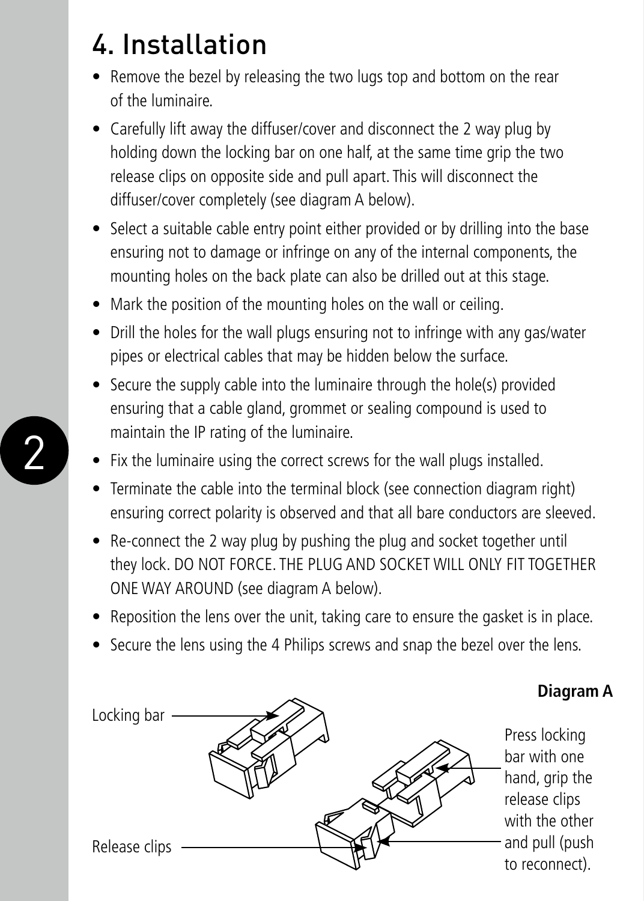# 4. Installation

- Remove the bezel by releasing the two lugs top and bottom on the rear of the luminaire.
- Carefully lift away the diffuser/cover and disconnect the 2 way plug by holding down the locking bar on one half, at the same time grip the two release clips on opposite side and pull apart. This will disconnect the diffuser/cover completely (see diagram A below).
- Select a suitable cable entry point either provided or by drilling into the base ensuring not to damage or infringe on any of the internal components, the mounting holes on the back plate can also be drilled out at this stage.
- Mark the position of the mounting holes on the wall or ceiling.
- Drill the holes for the wall plugs ensuring not to infringe with any gas/water pipes or electrical cables that may be hidden below the surface.
- Secure the supply cable into the luminaire through the hole(s) provided ensuring that a cable gland, grommet or sealing compound is used to maintain the IP rating of the luminaire.
- Fix the luminaire using the correct screws for the wall plugs installed.
- Terminate the cable into the terminal block (see connection diagram right) ensuring correct polarity is observed and that all bare conductors are sleeved.
- Re-connect the 2 way plug by pushing the plug and socket together until they lock. DO NOT FORCE. THE PLUG AND SOCKET WILL ONLY FIT TOGETHER ONE WAY AROUND (see diagram A below).
- Reposition the lens over the unit, taking care to ensure the gasket is in place.
- Secure the lens using the 4 Philips screws and snap the bezel over the lens.

**Diagram A**

Locking bar

Release clips

Press locking bar with one hand, grip the release clips with the other and pull (push to reconnect).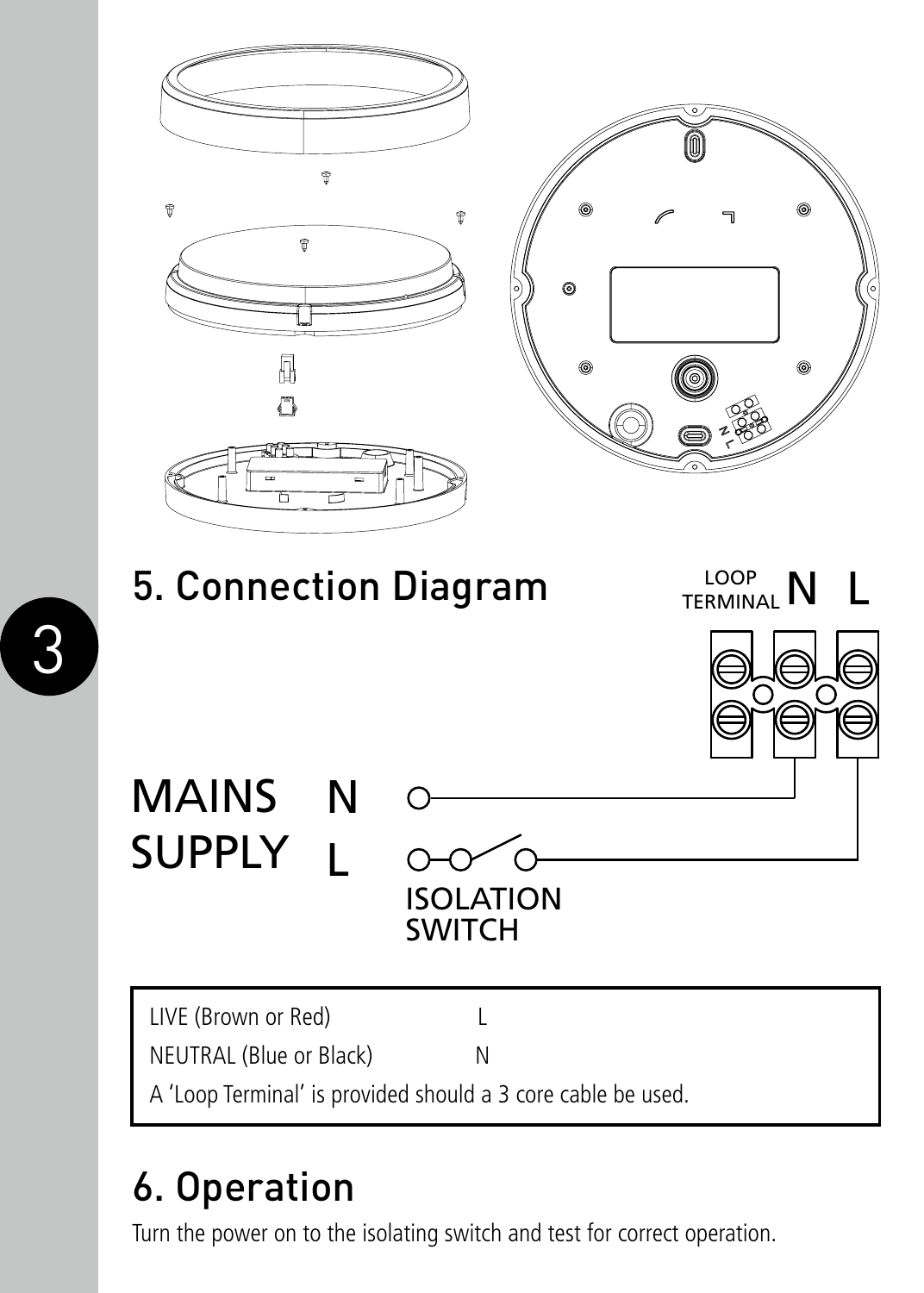## 5. Connection Diagram

LOOP TERMINAL N L

MAINS SUPPLY N L

ISOLATION SWITCH

| | |
|---|---|
| LIVE (Brown or Red) | L |
| NEUTRAL (Blue or Black) | N |
| A 'Loop Terminal' is provided should a 3 core cable be used. | |

## 6. Operation

Turn the power on to the isolating switch and test for correct operation.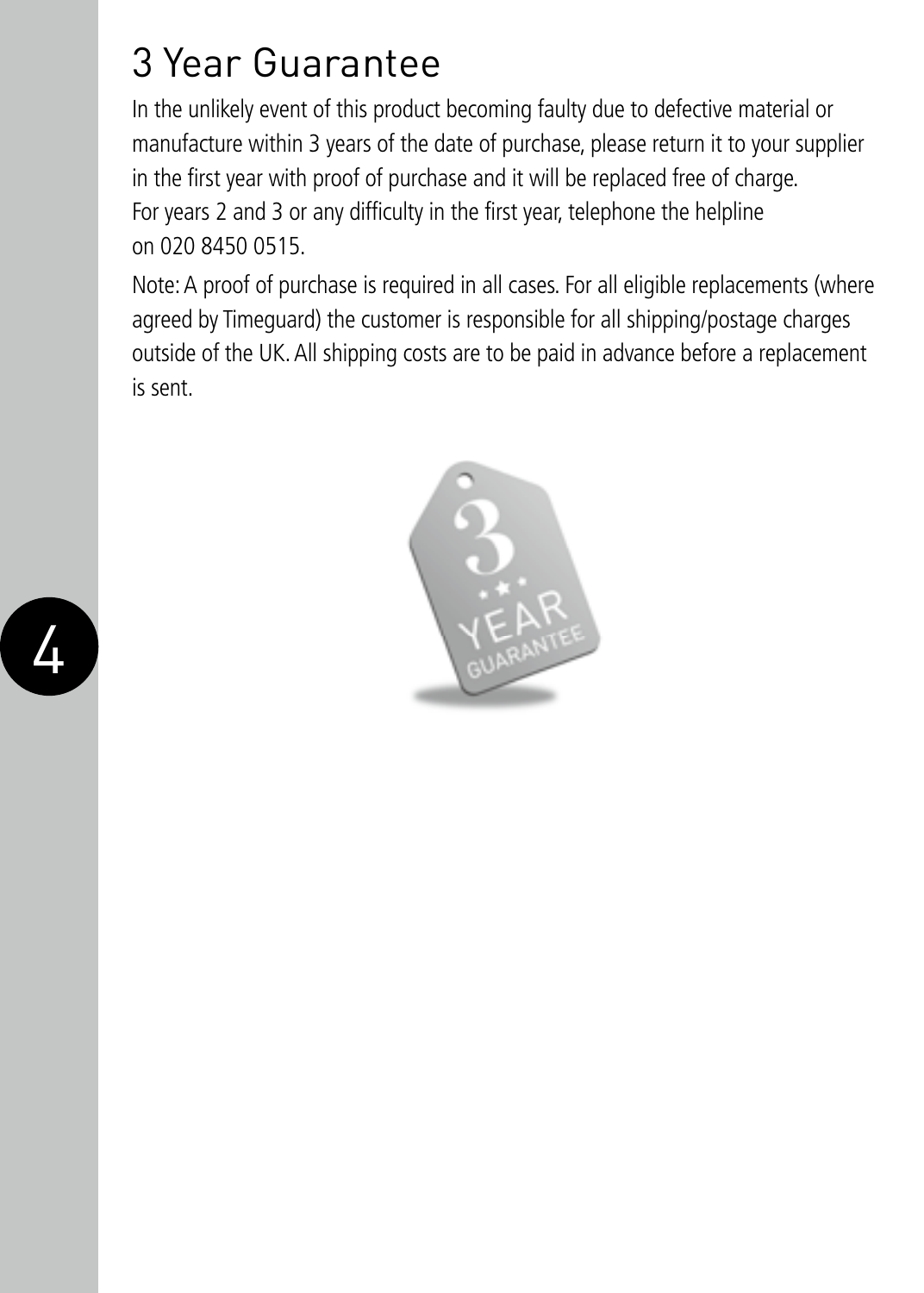# 3 Year Guarantee

In the unlikely event of this product becoming faulty due to defective material or manufacture within 3 years of the date of purchase, please return it to your supplier in the first year with proof of purchase and it will be replaced free of charge. For years 2 and 3 or any difficulty in the first year, telephone the helpline on 020 8450 0515.

Note: A proof of purchase is required in all cases. For all eligible replacements (where agreed by Timeguard) the customer is responsible for all shipping/postage charges outside of the UK. All shipping costs are to be paid in advance before a replacement is sent.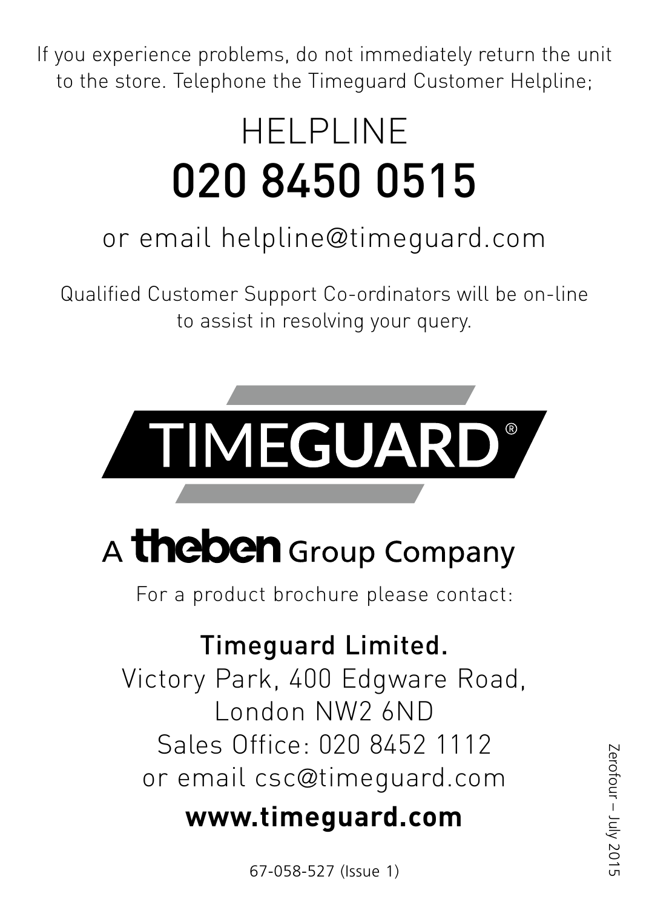If you experience problems, do not immediately return the unit to the store. Telephone the Timeguard Customer Helpline;

# HELPLINE
# 020 8450 0515

or email helpline@timeguard.com

Qualified Customer Support Co-ordinators will be on-line to assist in resolving your query.

TIMEGUARD®

A theben Group Company

For a product brochure please contact:

Timeguard Limited.
Victory Park, 400 Edgware Road,
London NW2 6ND
Sales Office: 020 8452 1112
or email csc@timeguard.com

**www.timeguard.com**

67-058-527 (Issue 1)

Zerofour – July 2015